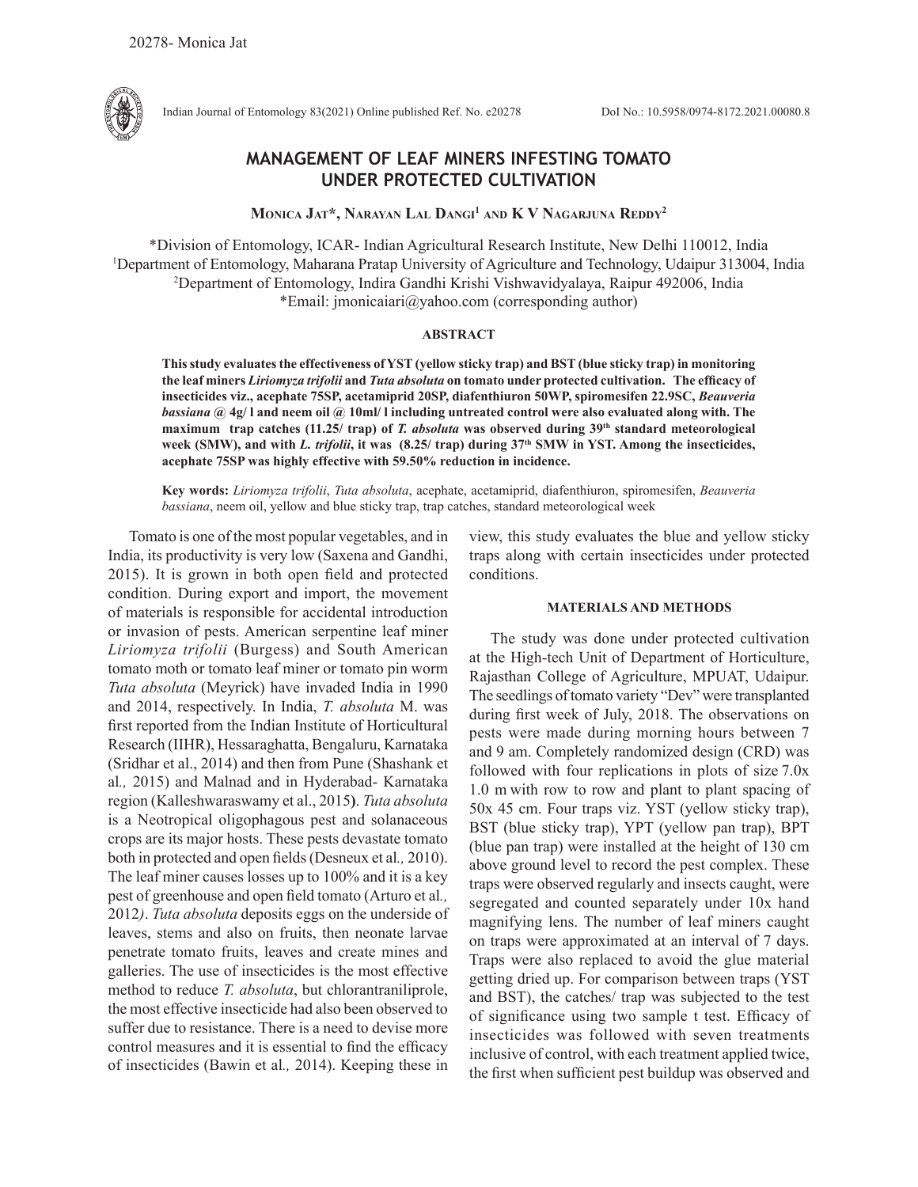# MANAGEMENT OF LEAF MINERS INFESTING TOMATO UNDER PROTECTED CULTIVATION

**Monica Jat*, Narayan Lal Dangi[1] and K V Nagarjuna Reddy[2]**

*Division of Entomology, ICAR- Indian Agricultural Research Institute, New Delhi 110012, India
[1]Department of Entomology, Maharana Pratap University of Agriculture and Technology, Udaipur 313004, India
[2]Department of Entomology, Indira Gandhi Krishi Vishwavidyalaya, Raipur 492006, India
*Email: jmonicaiari@yahoo.com (corresponding author)

## ABSTRACT

**This study evaluates the effectiveness of YST (yellow sticky trap) and BST (blue sticky trap) in monitoring the leaf miners *Liriomyza trifolii* and *Tuta absoluta* on tomato under protected cultivation. The efficacy of insecticides viz., acephate 75SP, acetamiprid 20SP, diafenthiuron 50WP, spiromesifen 22.9SC, *Beauveria bassiana* @ 4g/ l and neem oil @ 10ml/ l including untreated control were also evaluated along with. The maximum trap catches (11.25/ trap) of *T. absoluta* was observed during 39th standard meteorological week (SMW), and with *L. trifolii*, it was (8.25/ trap) during 37th SMW in YST. Among the insecticides, acephate 75SP was highly effective with 59.50% reduction in incidence.**

**Key words:** *Liriomyza trifolii*, *Tuta absoluta*, acephate, acetamiprid, diafenthiuron, spiromesifen, *Beauveria bassiana*, neem oil, yellow and blue sticky trap, trap catches, standard meteorological week

Tomato is one of the most popular vegetables, and in India, its productivity is very low (Saxena and Gandhi, 2015). It is grown in both open field and protected condition. During export and import, the movement of materials is responsible for accidental introduction or invasion of pests. American serpentine leaf miner *Liriomyza trifolii* (Burgess) and South American tomato moth or tomato leaf miner or tomato pin worm *Tuta absoluta* (Meyrick) have invaded India in 1990 and 2014, respectively. In India, *T. absoluta* M. was first reported from the Indian Institute of Horticultural Research (IIHR), Hessaraghatta, Bengaluru, Karnataka (Sridhar et al., 2014) and then from Pune (Shashank et al*.,* 2015) and Malnad and in Hyderabad- Karnataka region (Kalleshwaraswamy et al., 2015**)**. *Tuta absoluta* is a Neotropical oligophagous pest and solanaceous crops are its major hosts. These pests devastate tomato both in protected and open fields (Desneux et al*.,* 2010). The leaf miner causes losses up to 100% and it is a key pest of greenhouse and open field tomato (Arturo et al*.,* 2012*)*. *Tuta absoluta* deposits eggs on the underside of leaves, stems and also on fruits, then neonate larvae penetrate tomato fruits, leaves and create mines and galleries. The use of insecticides is the most effective method to reduce *T. absoluta*, but chlorantraniliprole, the most effective insecticide had also been observed to suffer due to resistance. There is a need to devise more control measures and it is essential to find the efficacy of insecticides (Bawin et al*.,* 2014). Keeping these in view, this study evaluates the blue and yellow sticky traps along with certain insecticides under protected conditions.

## MATERIALS AND METHODS

The study was done under protected cultivation at the High-tech Unit of Department of Horticulture, Rajasthan College of Agriculture, MPUAT, Udaipur. The seedlings of tomato variety "Dev" were transplanted during first week of July, 2018. The observations on pests were made during morning hours between 7 and 9 am. Completely randomized design (CRD) was followed with four replications in plots of size 7.0x 1.0 m with row to row and plant to plant spacing of 50x 45 cm. Four traps viz. YST (yellow sticky trap), BST (blue sticky trap), YPT (yellow pan trap), BPT (blue pan trap) were installed at the height of 130 cm above ground level to record the pest complex. These traps were observed regularly and insects caught, were segregated and counted separately under 10x hand magnifying lens. The number of leaf miners caught on traps were approximated at an interval of 7 days. Traps were also replaced to avoid the glue material getting dried up. For comparison between traps (YST and BST), the catches/ trap was subjected to the test of significance using two sample t test. Efficacy of insecticides was followed with seven treatments inclusive of control, with each treatment applied twice, the first when sufficient pest buildup was observed and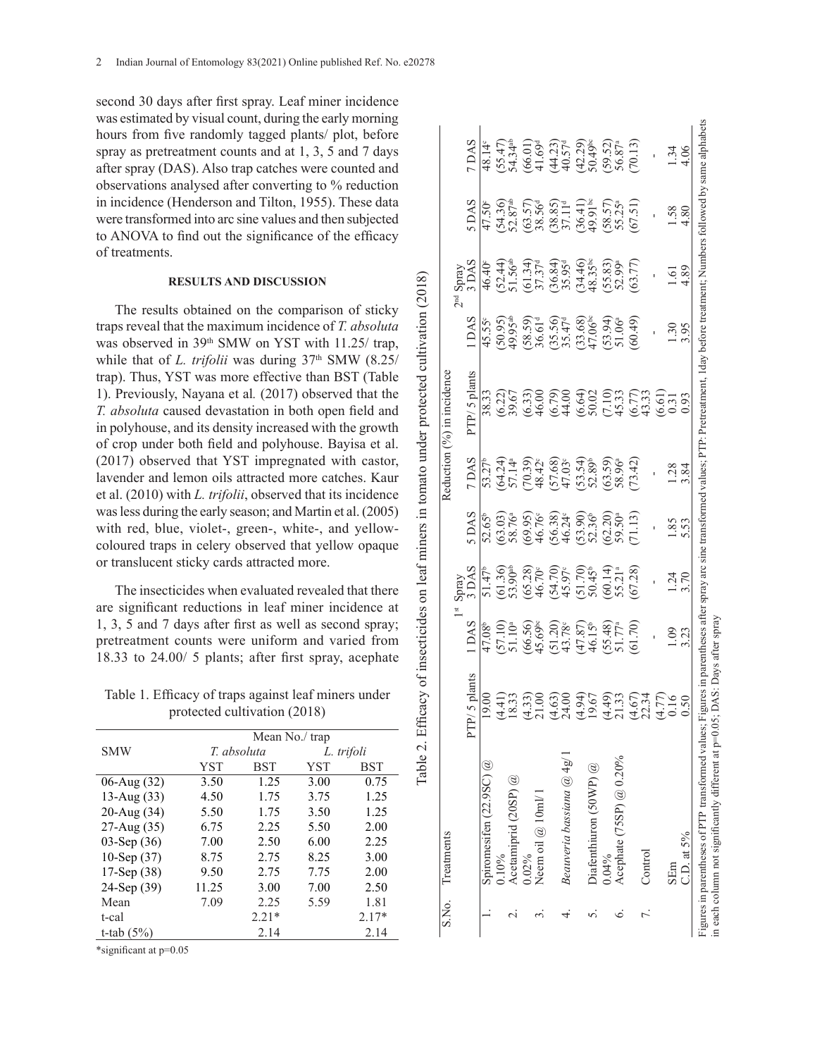second 30 days after first spray. Leaf miner incidence was estimated by visual count, during the early morning hours from five randomly tagged plants/ plot, before spray as pretreatment counts and at 1, 3, 5 and 7 days after spray (DAS). Also trap catches were counted and observations analysed after converting to % reduction in incidence (Henderson and Tilton, 1955). These data were transformed into arc sine values and then subjected to ANOVA to find out the significance of the efficacy of treatments.

## RESULTS AND DISCUSSION

The results obtained on the comparison of sticky traps reveal that the maximum incidence of *T. absoluta* was observed in 39th SMW on YST with 11.25/ trap, while that of *L. trifolii* was during 37th SMW (8.25/ trap). Thus, YST was more effective than BST (Table 1). Previously, Nayana et al*.* (2017) observed that the *T. absoluta* caused devastation in both open field and in polyhouse, and its density increased with the growth of crop under both field and polyhouse. Bayisa et al. (2017) observed that YST impregnated with castor, lavender and lemon oils attracted more catches. Kaur et al. (2010) with *L. trifolii*, observed that its incidence was less during the early season; and Martin et al. (2005) with red, blue, violet-, green-, white-, and yellow-coloured traps in celery observed that yellow opaque or translucent sticky cards attracted more.

The insecticides when evaluated revealed that there are significant reductions in leaf miner incidence at 1, 3, 5 and 7 days after first as well as second spray; pretreatment counts were uniform and varied from 18.33 to 24.00/ 5 plants; after first spray, acephate

Table 1. Efficacy of traps against leaf miners under protected cultivation (2018)

| SMW | Mean No./ trap | | | |
|---|---|---|---|---|
| | *T. absoluta* | | *L. trifoli* | |
| | YST | BST | YST | BST |
| 06-Aug (32) | 3.50 | 1.25 | 3.00 | 0.75 |
| 13-Aug (33) | 4.50 | 1.75 | 3.75 | 1.25 |
| 20-Aug (34) | 5.50 | 1.75 | 3.50 | 1.25 |
| 27-Aug (35) | 6.75 | 2.25 | 5.50 | 2.00 |
| 03-Sep (36) | 7.00 | 2.50 | 6.00 | 2.25 |
| 10-Sep (37) | 8.75 | 2.75 | 8.25 | 3.00 |
| 17-Sep (38) | 9.50 | 2.75 | 7.75 | 2.00 |
| 24-Sep (39) | 11.25 | 3.00 | 7.00 | 2.50 |
| Mean | 7.09 | 2.25 | 5.59 | 1.81 |
| t-cal | | 2.21* | | 2.17* |
| t-tab (5%) | | 2.14 | | 2.14 |

*significant at p=0.05

Table 2. Efficacy of insecticides on leaf miners in tomato under protected cultivation (2018)

| S.No. | Treatments | Reduction (%) in incidence | | | | | | | | | |
|---|---|---|---|---|---|---|---|---|---|---|---|
| | | | 1st Spray | | | | | 2nd Spray | | | |
| | | PTP/ 5 plants | 1 DAS | 3 DAS | 5 DAS | 7 DAS | PTP/ 5 plants | 1 DAS | 3 DAS | 5 DAS | 7 DAS |
| 1. | Spiromesifen (22.9SC) @ 0.10% | 19.00 (4.41) | 47.08[b] (57.10) | 51.47[b] (61.36) | 52.65[b] (63.03) | 53.27[b] (64.24) | 38.33 (6.22) | 45.55[c] (50.95) | 46.40[c] (52.44) | 47.50[c] (54.36) | 48.14[c] (55.47) |
| 2. | Acetamiprid (20SP) @ 0.02% | 18.33 (4.33) | 51.10[a] (66.56) | 53.90[ab] (65.28) | 58.76[a] (69.95) | 57.14[a] (70.39) | 39.67 (6.33) | 49.95[ab] (58.59) | 51.56[ab] (61.34) | 52.87[ab] (63.57) | 54.34[ab] (66.01) |
| 3. | Neem oil @ 10ml/ l | 21.00 (4.63) | 45.69[bc] (51.20) | 46.70[c] (54.70) | 46.76[c] (56.38) | 48.42[c] (57.68) | 46.00 (6.79) | 36.61[d] (35.56) | 37.37[d] (36.84) | 38.56[d] (38.85) | 41.69[d] (44.23) |
| 4. | *Beauveria bassiana* @ 4g/ l | 24.00 (4.94) | 43.78[c] (47.87) | 45.97[c] (51.70) | 46.24[c] (53.90) | 47.03[c] (53.54) | 44.00 (6.64) | 35.47[d] (33.68) | 35.95[d] (34.46) | 37.11[d] (36.41) | 40.57[d] (42.29) |
| 5. | Diafenthiuron (50WP) @ 0.04% | 19.67 (4.49) | 46.15[b] (55.48) | 50.45[b] (60.14) | 52.36[b] (62.20) | 52.89[b] (63.59) | 50.02 (7.10) | 47.06[bc] (53.94) | 48.35[bc] (55.83) | 49.91[bc] (58.57) | 50.49[bc] (59.52) |
| 6. | Acephate (75SP) @ 0.20% | 21.33 (4.67) | 51.77[a] (61.70) | 55.21[a] (67.28) | 59.50[a] (71.13) | 58.96[a] (73.42) | 45.33 (6.77) | 51.06[a] (60.49) | 52.99[a] (63.77) | 55.25[a] (67.51) | 56.87[a] (70.13) |
| 7. | Control | 22.34 (4.77) | - | - | - | - | 43.33 (6.61) | - | - | - | - |
| | SEm | 0.16 | 1.09 | 1.24 | 1.85 | 1.28 | 0.31 | 1.30 | 1.61 | 1.58 | 1.34 |
| | C.D. at 5% | 0.50 | 3.23 | 3.70 | 5.53 | 3.84 | 0.93 | 3.95 | 4.89 | 4.80 | 4.06 |

Figures in parentheses of PTP transformed values; Figures in parentheses after spray arc sine transformed values; PTP: Pretreatment, 1day before treatment; Numbers followed by same alphabets in each column not significantly different at p=0.05; DAS: Days after spray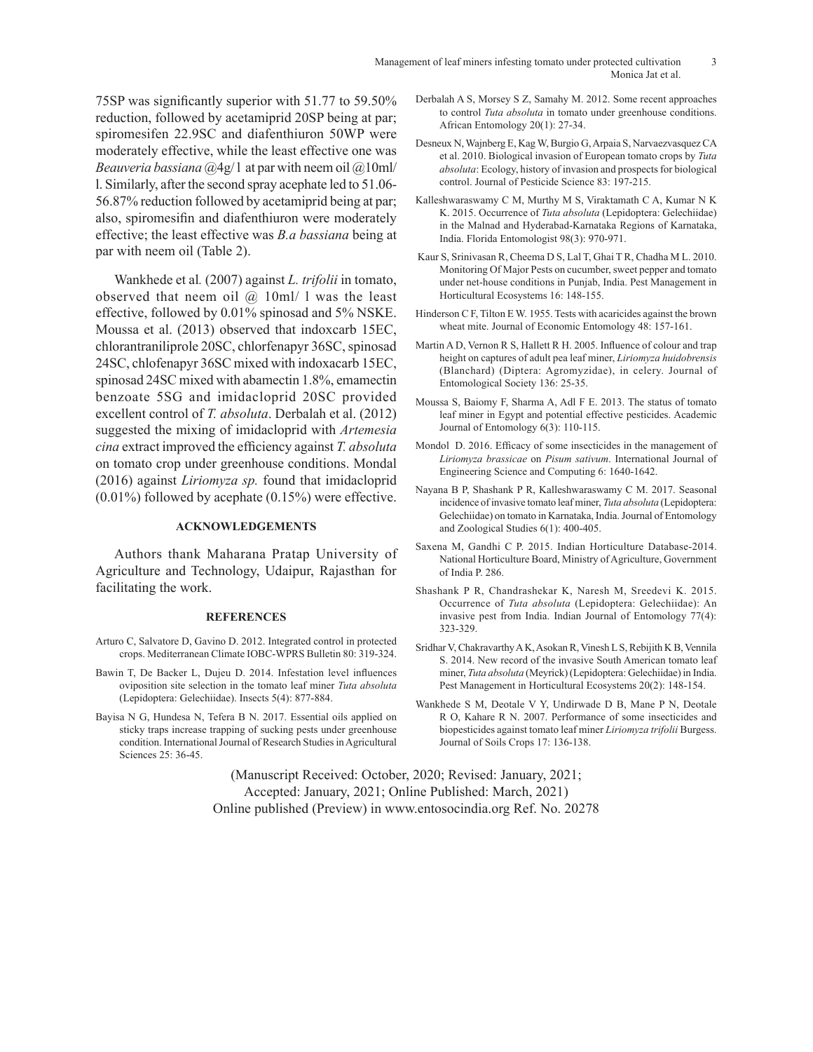75SP was significantly superior with 51.77 to 59.50% reduction, followed by acetamiprid 20SP being at par; spiromesifen 22.9SC and diafenthiuron 50WP were moderately effective, while the least effective one was *Beauveria bassiana* @4g/ l at par with neem oil @10ml/ l. Similarly, after the second spray acephate led to 51.06-56.87% reduction followed by acetamiprid being at par; also, spiromesifin and diafenthiuron were moderately effective; the least effective was *B.a bassiana* being at par with neem oil (Table 2).

Wankhede et al*.* (2007) against *L. trifolii* in tomato, observed that neem oil @ 10ml/ l was the least effective, followed by 0.01% spinosad and 5% NSKE. Moussa et al. (2013) observed that indoxcarb 15EC, chlorantraniliprole 20SC, chlorfenapyr 36SC, spinosad 24SC, chlofenapyr 36SC mixed with indoxacarb 15EC, spinosad 24SC mixed with abamectin 1.8%, emamectin benzoate 5SG and imidacloprid 20SC provided excellent control of *T. absoluta*. Derbalah et al. (2012) suggested the mixing of imidacloprid with *Artemesia cina* extract improved the efficiency against *T. absoluta* on tomato crop under greenhouse conditions. Mondal (2016) against *Liriomyza sp.* found that imidacloprid (0.01%) followed by acephate (0.15%) were effective.

## ACKNOWLEDGEMENTS

Authors thank Maharana Pratap University of Agriculture and Technology, Udaipur, Rajasthan for facilitating the work.

## REFERENCES

Arturo C, Salvatore D, Gavino D. 2012. Integrated control in protected crops. Mediterranean Climate IOBC-WPRS Bulletin 80: 319-324.

Bawin T, De Backer L, Dujeu D. 2014. Infestation level influences oviposition site selection in the tomato leaf miner *Tuta absoluta* (Lepidoptera: Gelechiidae). Insects 5(4): 877-884.

Bayisa N G, Hundesa N, Tefera B N. 2017. Essential oils applied on sticky traps increase trapping of sucking pests under greenhouse condition. International Journal of Research Studies in Agricultural Sciences 25: 36-45.

Derbalah A S, Morsey S Z, Samahy M. 2012. Some recent approaches to control *Tuta absoluta* in tomato under greenhouse conditions. African Entomology 20(1): 27-34.

Desneux N, Wajnberg E, Kag W, Burgio G, Arpaia S, Narvaezvasquez CA et al. 2010. Biological invasion of European tomato crops by *Tuta absoluta*: Ecology, history of invasion and prospects for biological control. Journal of Pesticide Science 83: 197-215.

Kalleshwaraswamy C M, Murthy M S, Viraktamath C A, Kumar N K K. 2015. Occurrence of *Tuta absoluta* (Lepidoptera: Gelechiidae) in the Malnad and Hyderabad-Karnataka Regions of Karnataka, India. Florida Entomologist 98(3): 970-971.

Kaur S, Srinivasan R, Cheema D S, Lal T, Ghai T R, Chadha M L. 2010. Monitoring Of Major Pests on cucumber, sweet pepper and tomato under net-house conditions in Punjab, India. Pest Management in Horticultural Ecosystems 16: 148-155.

Hinderson C F, Tilton E W. 1955. Tests with acaricides against the brown wheat mite. Journal of Economic Entomology 48: 157-161.

Martin A D, Vernon R S, Hallett R H. 2005. Influence of colour and trap height on captures of adult pea leaf miner, *Liriomyza huidobrensis* (Blanchard) (Diptera: Agromyzidae), in celery. Journal of Entomological Society 136: 25-35.

Moussa S, Baiomy F, Sharma A, Adl F E. 2013. The status of tomato leaf miner in Egypt and potential effective pesticides. Academic Journal of Entomology 6(3): 110-115.

Mondol D. 2016. Efficacy of some insecticides in the management of *Liriomyza brassicae* on *Pisum sativum*. International Journal of Engineering Science and Computing 6: 1640-1642.

Nayana B P, Shashank P R, Kalleshwaraswamy C M. 2017. Seasonal incidence of invasive tomato leaf miner, *Tuta absoluta* (Lepidoptera: Gelechiidae) on tomato in Karnataka, India. Journal of Entomology and Zoological Studies 6(1): 400-405.

Saxena M, Gandhi C P. 2015. Indian Horticulture Database-2014. National Horticulture Board, Ministry of Agriculture, Government of India P. 286.

Shashank P R, Chandrashekar K, Naresh M, Sreedevi K. 2015. Occurrence of *Tuta absoluta* (Lepidoptera: Gelechiidae): An invasive pest from India. Indian Journal of Entomology 77(4): 323-329.

Sridhar V, Chakravarthy A K, Asokan R, Vinesh L S, Rebijith K B, Vennila S. 2014. New record of the invasive South American tomato leaf miner, *Tuta absoluta* (Meyrick) (Lepidoptera: Gelechiidae) in India. Pest Management in Horticultural Ecosystems 20(2): 148-154.

Wankhede S M, Deotale V Y, Undirwade D B, Mane P N, Deotale R O, Kahare R N. 2007. Performance of some insecticides and biopesticides against tomato leaf miner *Liriomyza trifolii* Burgess. Journal of Soils Crops 17: 136-138.

(Manuscript Received: October, 2020; Revised: January, 2021; Accepted: January, 2021; Online Published: March, 2021)
Online published (Preview) in www.entosocindia.org Ref. No. 20278